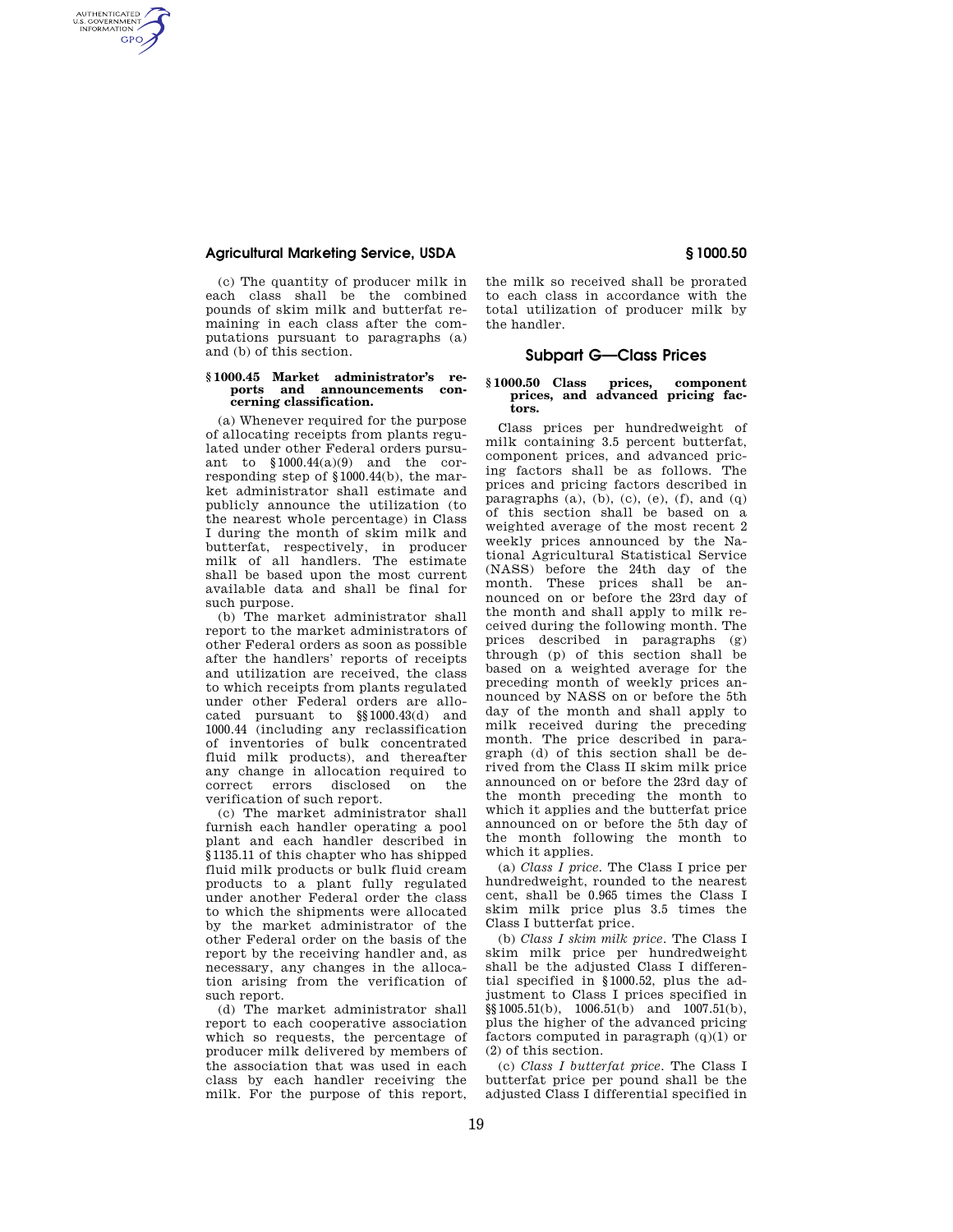(c) The quantity of producer milk in each class shall be the combined pounds of skim milk and butterfat remaining in each class after the computations pursuant to paragraphs (a) and (b) of this section.

### § 1000.45 Market administrator's reports and announcements concerning classification.

(a) Whenever required for the purpose of allocating receipts from plants regulated under other Federal orders pursuant to §1000.44(a)(9) and the corresponding step of §1000.44(b), the market administrator shall estimate and publicly announce the utilization (to the nearest whole percentage) in Class I during the month of skim milk and butterfat, respectively, in producer milk of all handlers. The estimate shall be based upon the most current available data and shall be final for such purpose.

(b) The market administrator shall report to the market administrators of other Federal orders as soon as possible after the handlers' reports of receipts and utilization are received, the class to which receipts from plants regulated under other Federal orders are allocated pursuant to §§1000.43(d) and 1000.44 (including any reclassification of inventories of bulk concentrated fluid milk products), and thereafter any change in allocation required to correct errors disclosed on the verification of such report.

(c) The market administrator shall furnish each handler operating a pool plant and each handler described in §1135.11 of this chapter who has shipped fluid milk products or bulk fluid cream products to a plant fully regulated under another Federal order the class to which the shipments were allocated by the market administrator of the other Federal order on the basis of the report by the receiving handler and, as necessary, any changes in the allocation arising from the verification of such report.

(d) The market administrator shall report to each cooperative association which so requests, the percentage of producer milk delivered by members of the association that was used in each class by each handler receiving the milk. For the purpose of this report, the milk so received shall be prorated to each class in accordance with the total utilization of producer milk by the handler.

## Subpart G—Class Prices

### § 1000.50 Class prices, component prices, and advanced pricing factors.

Class prices per hundredweight of milk containing 3.5 percent butterfat, component prices, and advanced pricing factors shall be as follows. The prices and pricing factors described in paragraphs (a), (b), (c), (e), (f), and (q) of this section shall be based on a weighted average of the most recent 2 weekly prices announced by the National Agricultural Statistical Service (NASS) before the 24th day of the month. These prices shall be announced on or before the 23rd day of the month and shall apply to milk received during the following month. The prices described in paragraphs (g) through (p) of this section shall be based on a weighted average for the preceding month of weekly prices announced by NASS on or before the 5th day of the month and shall apply to milk received during the preceding month. The price described in paragraph (d) of this section shall be derived from the Class II skim milk price announced on or before the 23rd day of the month preceding the month to which it applies and the butterfat price announced on or before the 5th day of the month following the month to which it applies.

(a) *Class I price.* The Class I price per hundredweight, rounded to the nearest cent, shall be 0.965 times the Class I skim milk price plus 3.5 times the Class I butterfat price.

(b) *Class I skim milk price.* The Class I skim milk price per hundredweight shall be the adjusted Class I differential specified in §1000.52, plus the adjustment to Class I prices specified in §§1005.51(b), 1006.51(b) and 1007.51(b), plus the higher of the advanced pricing factors computed in paragraph (q)(1) or (2) of this section.

(c) *Class I butterfat price.* The Class I butterfat price per pound shall be the adjusted Class I differential specified in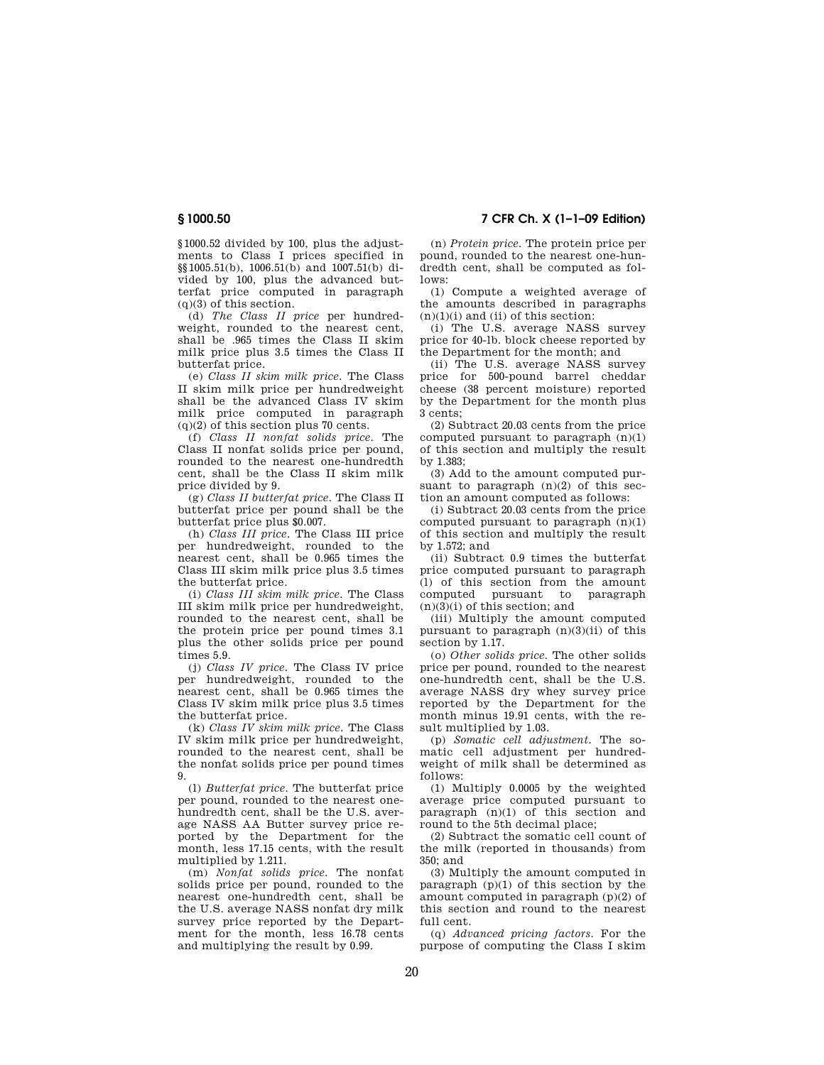§1000.52 divided by 100, plus the adjustments to Class I prices specified in §§1005.51(b), 1006.51(b) and 1007.51(b) divided by 100, plus the advanced butterfat price computed in paragraph (q)(3) of this section.

(d) *The Class II price* per hundredweight, rounded to the nearest cent, shall be .965 times the Class II skim milk price plus 3.5 times the Class II butterfat price.

(e) *Class II skim milk price.* The Class II skim milk price per hundredweight shall be the advanced Class IV skim milk price computed in paragraph (q)(2) of this section plus 70 cents.

(f) *Class II nonfat solids price.* The Class II nonfat solids price per pound, rounded to the nearest one-hundredth cent, shall be the Class II skim milk price divided by 9.

(g) *Class II butterfat price.* The Class II butterfat price per pound shall be the butterfat price plus $0.007.

(h) *Class III price.* The Class III price per hundredweight, rounded to the nearest cent, shall be 0.965 times the Class III skim milk price plus 3.5 times the butterfat price.

(i) *Class III skim milk price.* The Class III skim milk price per hundredweight, rounded to the nearest cent, shall be the protein price per pound times 3.1 plus the other solids price per pound times 5.9.

(j) *Class IV price.* The Class IV price per hundredweight, rounded to the nearest cent, shall be 0.965 times the Class IV skim milk price plus 3.5 times the butterfat price.

(k) *Class IV skim milk price.* The Class IV skim milk price per hundredweight, rounded to the nearest cent, shall be the nonfat solids price per pound times 9.

(l) *Butterfat price.* The butterfat price per pound, rounded to the nearest one-hundredth cent, shall be the U.S. average NASS AA Butter survey price reported by the Department for the month, less 17.15 cents, with the result multiplied by 1.211.

(m) *Nonfat solids price.* The nonfat solids price per pound, rounded to the nearest one-hundredth cent, shall be the U.S. average NASS nonfat dry milk survey price reported by the Department for the month, less 16.78 cents and multiplying the result by 0.99.

(n) *Protein price.* The protein price per pound, rounded to the nearest one-hundredth cent, shall be computed as follows:

(1) Compute a weighted average of the amounts described in paragraphs (n)(1)(i) and (ii) of this section:

(i) The U.S. average NASS survey price for 40-lb. block cheese reported by the Department for the month; and

(ii) The U.S. average NASS survey price for 500-pound barrel cheddar cheese (38 percent moisture) reported by the Department for the month plus 3 cents;

(2) Subtract 20.03 cents from the price computed pursuant to paragraph (n)(1) of this section and multiply the result by 1.383;

(3) Add to the amount computed pursuant to paragraph (n)(2) of this section an amount computed as follows:

(i) Subtract 20.03 cents from the price computed pursuant to paragraph (n)(1) of this section and multiply the result by 1.572; and

(ii) Subtract 0.9 times the butterfat price computed pursuant to paragraph (l) of this section from the amount computed pursuant to paragraph (n)(3)(i) of this section; and

(iii) Multiply the amount computed pursuant to paragraph (n)(3)(ii) of this section by 1.17.

(o) *Other solids price.* The other solids price per pound, rounded to the nearest one-hundredth cent, shall be the U.S. average NASS dry whey survey price reported by the Department for the month minus 19.91 cents, with the result multiplied by 1.03.

(p) *Somatic cell adjustment.* The somatic cell adjustment per hundredweight of milk shall be determined as follows:

(1) Multiply 0.0005 by the weighted average price computed pursuant to paragraph (n)(1) of this section and round to the 5th decimal place;

(2) Subtract the somatic cell count of the milk (reported in thousands) from 350; and

(3) Multiply the amount computed in paragraph (p)(1) of this section by the amount computed in paragraph (p)(2) of this section and round to the nearest full cent.

(q) *Advanced pricing factors.* For the purpose of computing the Class I skim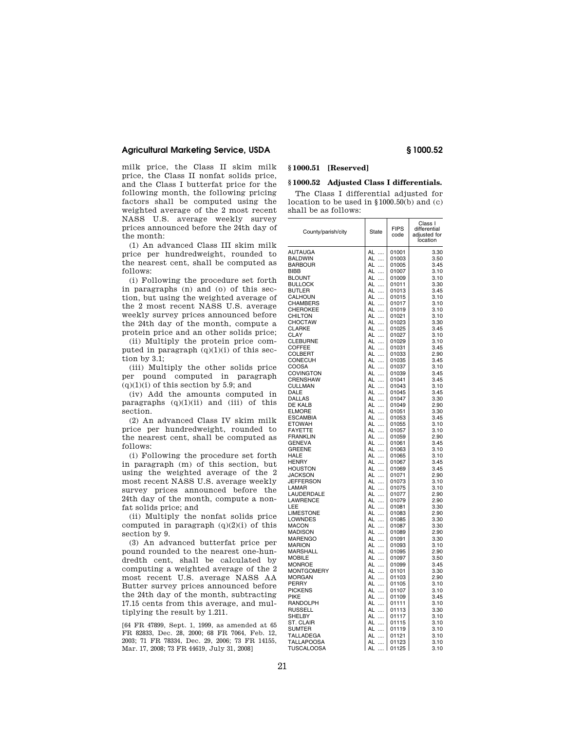milk price, the Class II skim milk price, the Class II nonfat solids price, and the Class I butterfat price for the following month, the following pricing factors shall be computed using the weighted average of the 2 most recent NASS U.S. average weekly survey prices announced before the 24th day of the month:

(1) An advanced Class III skim milk price per hundredweight, rounded to the nearest cent, shall be computed as follows:

(i) Following the procedure set forth in paragraphs (n) and (o) of this section, but using the weighted average of the 2 most recent NASS U.S. average weekly survey prices announced before the 24th day of the month, compute a protein price and an other solids price;

(ii) Multiply the protein price computed in paragraph (q)(1)(i) of this section by 3.1;

(iii) Multiply the other solids price per pound computed in paragraph (q)(1)(i) of this section by 5.9; and

(iv) Add the amounts computed in paragraphs (q)(1)(ii) and (iii) of this section.

(2) An advanced Class IV skim milk price per hundredweight, rounded to the nearest cent, shall be computed as follows:

(i) Following the procedure set forth in paragraph (m) of this section, but using the weighted average of the 2 most recent NASS U.S. average weekly survey prices announced before the 24th day of the month, compute a nonfat solids price; and

(ii) Multiply the nonfat solids price computed in paragraph (q)(2)(i) of this section by 9.

(3) An advanced butterfat price per pound rounded to the nearest one-hundredth cent, shall be calculated by computing a weighted average of the 2 most recent U.S. average NASS AA Butter survey prices announced before the 24th day of the month, subtracting 17.15 cents from this average, and multiplying the result by 1.211.

[64 FR 47899, Sept. 1, 1999, as amended at 65 FR 82833, Dec. 28, 2000; 68 FR 7064, Feb. 12, 2003; 71 FR 78334, Dec. 29, 2006; 73 FR 14155, Mar. 17, 2008; 73 FR 44619, July 31, 2008]

## § 1000.51 [Reserved]

## § 1000.52 Adjusted Class I differentials.

The Class I differential adjusted for location to be used in § 1000.50(b) and (c) shall be as follows:

| County/parish/city | State | FIPS code | Class I differential adjusted for location |
|---|---|---|---|
| AUTAUGA | AL .... | 01001 | 3.30 |
| BALDWIN | AL .... | 01003 | 3.50 |
| BARBOUR | AL .... | 01005 | 3.45 |
| BIBB | AL .... | 01007 | 3.10 |
| BLOUNT | AL .... | 01009 | 3.10 |
| BULLOCK | AL .... | 01011 | 3.30 |
| BUTLER | AL .... | 01013 | 3.45 |
| CALHOUN | AL .... | 01015 | 3.10 |
| CHAMBERS | AL .... | 01017 | 3.10 |
| CHEROKEE | AL .... | 01019 | 3.10 |
| CHILTON | AL .... | 01021 | 3.10 |
| CHOCTAW | AL .... | 01023 | 3.30 |
| CLARKE | AL .... | 01025 | 3.45 |
| CLAY | AL .... | 01027 | 3.10 |
| CLEBURNE | AL .... | 01029 | 3.10 |
| COFFEE | AL .... | 01031 | 3.45 |
| COLBERT | AL .... | 01033 | 2.90 |
| CONECUH | AL .... | 01035 | 3.45 |
| COOSA | AL .... | 01037 | 3.10 |
| COVINGTON | AL .... | 01039 | 3.45 |
| CRENSHAW | AL .... | 01041 | 3.45 |
| CULLMAN | AL .... | 01043 | 3.10 |
| DALE | AL .... | 01045 | 3.45 |
| DALLAS | AL .... | 01047 | 3.30 |
| DE KALB | AL .... | 01049 | 2.90 |
| ELMORE | AL .... | 01051 | 3.30 |
| ESCAMBIA | AL .... | 01053 | 3.45 |
| ETOWAH | AL .... | 01055 | 3.10 |
| FAYETTE | AL .... | 01057 | 3.10 |
| FRANKLIN | AL .... | 01059 | 2.90 |
| GENEVA | AL .... | 01061 | 3.45 |
| GREENE | AL .... | 01063 | 3.10 |
| HALE | AL .... | 01065 | 3.10 |
| HENRY | AL .... | 01067 | 3.45 |
| HOUSTON | AL .... | 01069 | 3.45 |
| JACKSON | AL .... | 01071 | 2.90 |
| JEFFERSON | AL .... | 01073 | 3.10 |
| LAMAR | AL .... | 01075 | 3.10 |
| LAUDERDALE | AL .... | 01077 | 2.90 |
| LAWRENCE | AL .... | 01079 | 2.90 |
| LEE | AL .... | 01081 | 3.30 |
| LIMESTONE | AL .... | 01083 | 2.90 |
| LOWNDES | AL .... | 01085 | 3.30 |
| MACON | AL .... | 01087 | 3.30 |
| MADISON | AL .... | 01089 | 2.90 |
| MARENGO | AL .... | 01091 | 3.30 |
| MARION | AL .... | 01093 | 3.10 |
| MARSHALL | AL .... | 01095 | 2.90 |
| MOBILE | AL .... | 01097 | 3.50 |
| MONROE | AL .... | 01099 | 3.45 |
| MONTGOMERY | AL .... | 01101 | 3.30 |
| MORGAN | AL .... | 01103 | 2.90 |
| PERRY | AL .... | 01105 | 3.10 |
| PICKENS | AL .... | 01107 | 3.10 |
| PIKE | AL .... | 01109 | 3.45 |
| RANDOLPH | AL .... | 01111 | 3.10 |
| RUSSELL | AL .... | 01113 | 3.30 |
| SHELBY | AL .... | 01117 | 3.10 |
| ST. CLAIR | AL .... | 01115 | 3.10 |
| SUMTER | AL .... | 01119 | 3.10 |
| TALLADEGA | AL .... | 01121 | 3.10 |
| TALLAPOOSA | AL .... | 01123 | 3.10 |
| TUSCALOOSA | AL .... | 01125 | 3.10 |